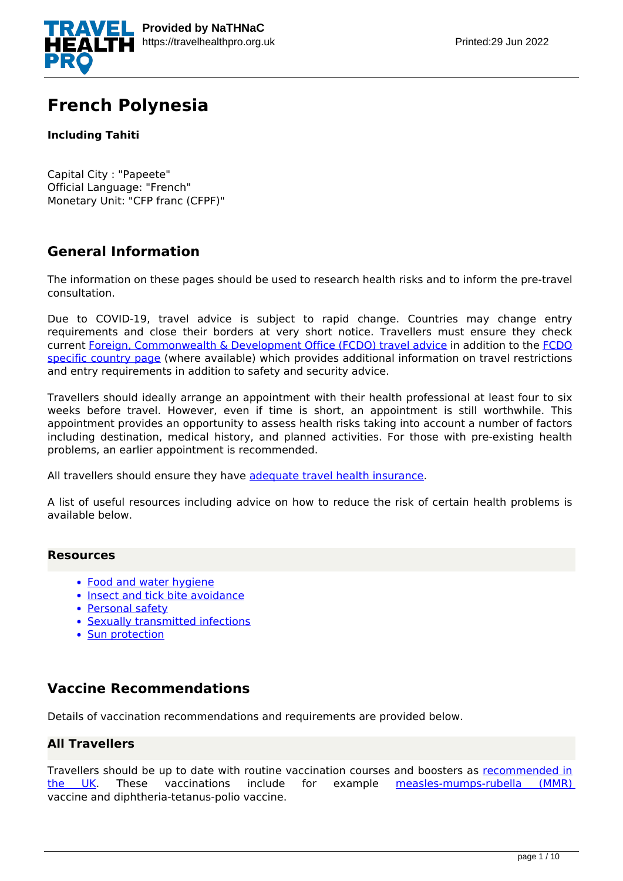# French Polynesia

**Including Tahiti**

Capital City : "Papeete"
Official Language: "French"
Monetary Unit: "CFP franc (CFPF)"

## General Information

The information on these pages should be used to research health risks and to inform the pre-travel consultation.

Due to COVID-19, travel advice is subject to rapid change. Countries may change entry requirements and close their borders at very short notice. Travellers must ensure they check current Foreign, Commonwealth & Development Office (FCDO) travel advice in addition to the FCDO specific country page (where available) which provides additional information on travel restrictions and entry requirements in addition to safety and security advice.

Travellers should ideally arrange an appointment with their health professional at least four to six weeks before travel. However, even if time is short, an appointment is still worthwhile. This appointment provides an opportunity to assess health risks taking into account a number of factors including destination, medical history, and planned activities. For those with pre-existing health problems, an earlier appointment is recommended.

All travellers should ensure they have adequate travel health insurance.

A list of useful resources including advice on how to reduce the risk of certain health problems is available below.

### Resources

- Food and water hygiene
- Insect and tick bite avoidance
- Personal safety
- Sexually transmitted infections
- Sun protection

## Vaccine Recommendations

Details of vaccination recommendations and requirements are provided below.

### All Travellers

Travellers should be up to date with routine vaccination courses and boosters as recommended in the UK. These vaccinations include for example measles-mumps-rubella (MMR) vaccine and diphtheria-tetanus-polio vaccine.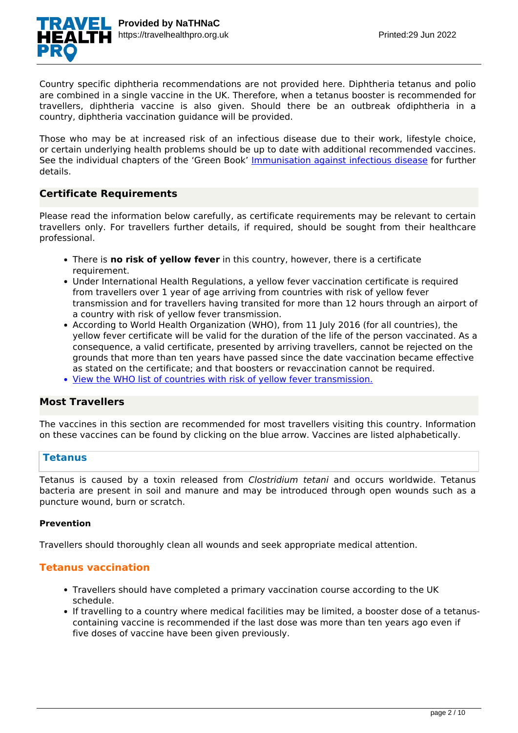Country specific diphtheria recommendations are not provided here. Diphtheria tetanus and polio are combined in a single vaccine in the UK. Therefore, when a tetanus booster is recommended for travellers, diphtheria vaccine is also given. Should there be an outbreak ofdiphtheria in a country, diphtheria vaccination guidance will be provided.

Those who may be at increased risk of an infectious disease due to their work, lifestyle choice, or certain underlying health problems should be up to date with additional recommended vaccines. See the individual chapters of the 'Green Book' [Immunisation against infectious disease](#) for further details.

## Certificate Requirements

Please read the information below carefully, as certificate requirements may be relevant to certain travellers only. For travellers further details, if required, should be sought from their healthcare professional.

- There is **no risk of yellow fever** in this country, however, there is a certificate requirement.
- Under International Health Regulations, a yellow fever vaccination certificate is required from travellers over 1 year of age arriving from countries with risk of yellow fever transmission and for travellers having transited for more than 12 hours through an airport of a country with risk of yellow fever transmission.
- According to World Health Organization (WHO), from 11 July 2016 (for all countries), the yellow fever certificate will be valid for the duration of the life of the person vaccinated. As a consequence, a valid certificate, presented by arriving travellers, cannot be rejected on the grounds that more than ten years have passed since the date vaccination became effective as stated on the certificate; and that boosters or revaccination cannot be required.
- [View the WHO list of countries with risk of yellow fever transmission.](#)

## Most Travellers

The vaccines in this section are recommended for most travellers visiting this country. Information on these vaccines can be found by clicking on the blue arrow. Vaccines are listed alphabetically.

### Tetanus

Tetanus is caused by a toxin released from *Clostridium tetani* and occurs worldwide. Tetanus bacteria are present in soil and manure and may be introduced through open wounds such as a puncture wound, burn or scratch.

#### Prevention

Travellers should thoroughly clean all wounds and seek appropriate medical attention.

### Tetanus vaccination

- Travellers should have completed a primary vaccination course according to the UK schedule.
- If travelling to a country where medical facilities may be limited, a booster dose of a tetanus-containing vaccine is recommended if the last dose was more than ten years ago even if five doses of vaccine have been given previously.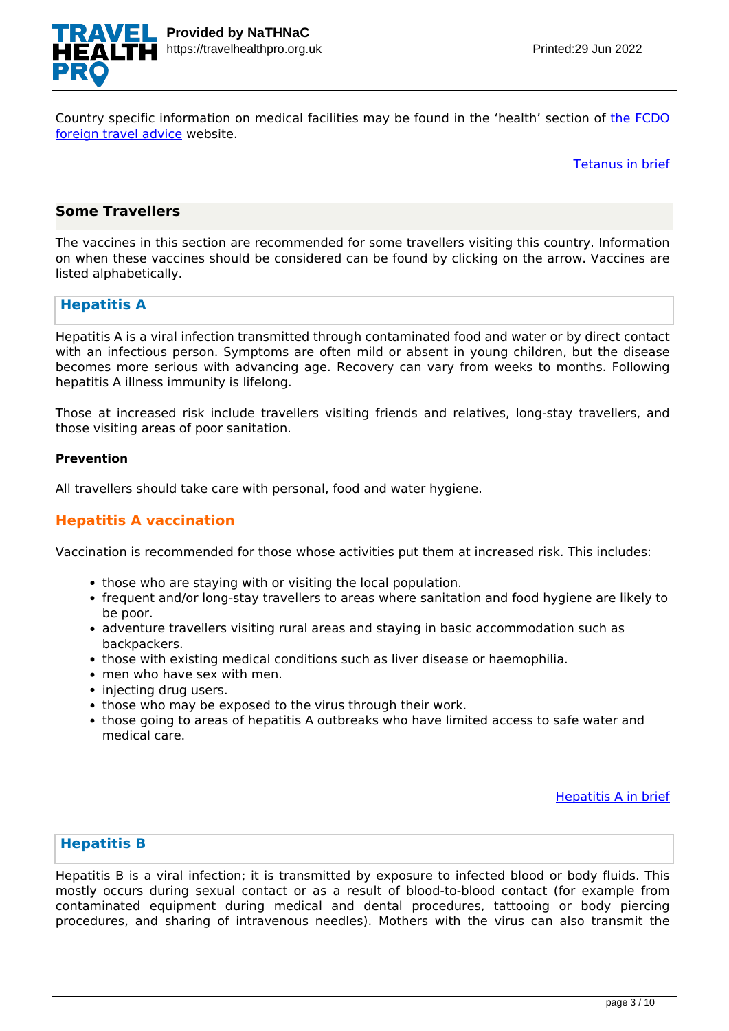Country specific information on medical facilities may be found in the 'health' section of [the FCDO foreign travel advice](#) website.

[Tetanus in brief](#)

## Some Travellers

The vaccines in this section are recommended for some travellers visiting this country. Information on when these vaccines should be considered can be found by clicking on the arrow. Vaccines are listed alphabetically.

### Hepatitis A

Hepatitis A is a viral infection transmitted through contaminated food and water or by direct contact with an infectious person. Symptoms are often mild or absent in young children, but the disease becomes more serious with advancing age. Recovery can vary from weeks to months. Following hepatitis A illness immunity is lifelong.

Those at increased risk include travellers visiting friends and relatives, long-stay travellers, and those visiting areas of poor sanitation.

**Prevention**

All travellers should take care with personal, food and water hygiene.

#### Hepatitis A vaccination

Vaccination is recommended for those whose activities put them at increased risk. This includes:

- those who are staying with or visiting the local population.
- frequent and/or long-stay travellers to areas where sanitation and food hygiene are likely to be poor.
- adventure travellers visiting rural areas and staying in basic accommodation such as backpackers.
- those with existing medical conditions such as liver disease or haemophilia.
- men who have sex with men.
- injecting drug users.
- those who may be exposed to the virus through their work.
- those going to areas of hepatitis A outbreaks who have limited access to safe water and medical care.

[Hepatitis A in brief](#)

### Hepatitis B

Hepatitis B is a viral infection; it is transmitted by exposure to infected blood or body fluids. This mostly occurs during sexual contact or as a result of blood-to-blood contact (for example from contaminated equipment during medical and dental procedures, tattooing or body piercing procedures, and sharing of intravenous needles). Mothers with the virus can also transmit the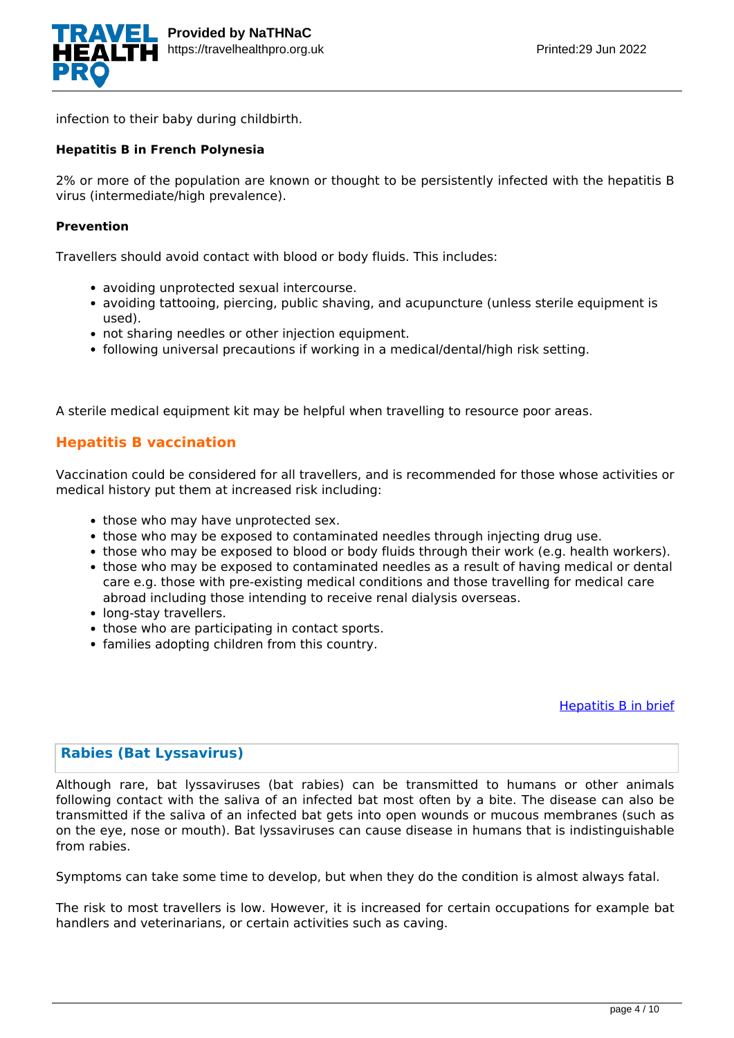infection to their baby during childbirth.

**Hepatitis B in French Polynesia**

2% or more of the population are known or thought to be persistently infected with the hepatitis B virus (intermediate/high prevalence).

**Prevention**

Travellers should avoid contact with blood or body fluids. This includes:

- avoiding unprotected sexual intercourse.
- avoiding tattooing, piercing, public shaving, and acupuncture (unless sterile equipment is used).
- not sharing needles or other injection equipment.
- following universal precautions if working in a medical/dental/high risk setting.

A sterile medical equipment kit may be helpful when travelling to resource poor areas.

## Hepatitis B vaccination

Vaccination could be considered for all travellers, and is recommended for those whose activities or medical history put them at increased risk including:

- those who may have unprotected sex.
- those who may be exposed to contaminated needles through injecting drug use.
- those who may be exposed to blood or body fluids through their work (e.g. health workers).
- those who may be exposed to contaminated needles as a result of having medical or dental care e.g. those with pre-existing medical conditions and those travelling for medical care abroad including those intending to receive renal dialysis overseas.
- long-stay travellers.
- those who are participating in contact sports.
- families adopting children from this country.

Hepatitis B in brief

## Rabies (Bat Lyssavirus)

Although rare, bat lyssaviruses (bat rabies) can be transmitted to humans or other animals following contact with the saliva of an infected bat most often by a bite. The disease can also be transmitted if the saliva of an infected bat gets into open wounds or mucous membranes (such as on the eye, nose or mouth). Bat lyssaviruses can cause disease in humans that is indistinguishable from rabies.

Symptoms can take some time to develop, but when they do the condition is almost always fatal.

The risk to most travellers is low. However, it is increased for certain occupations for example bat handlers and veterinarians, or certain activities such as caving.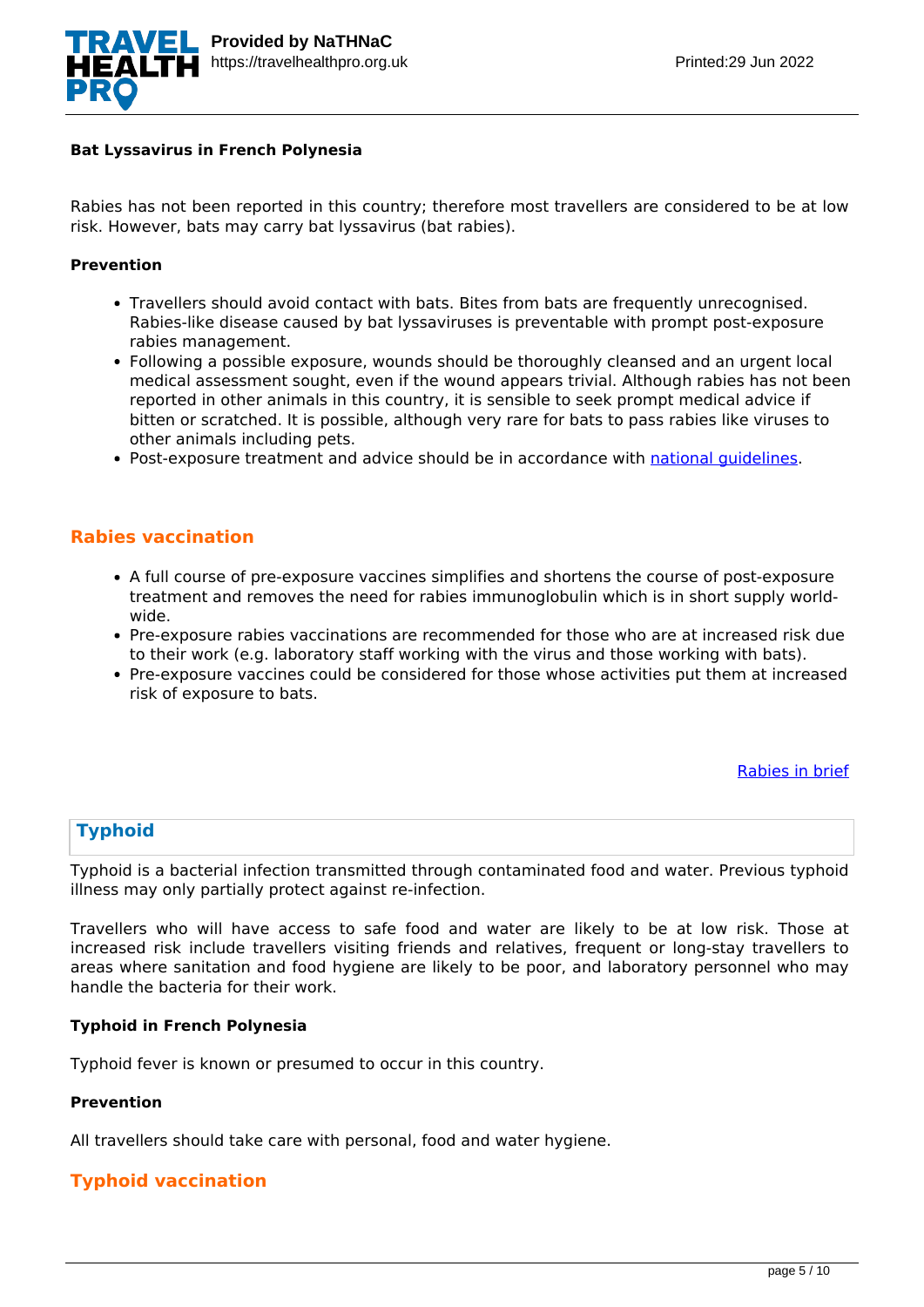**Bat Lyssavirus in French Polynesia**

Rabies has not been reported in this country; therefore most travellers are considered to be at low risk. However, bats may carry bat lyssavirus (bat rabies).

**Prevention**

- Travellers should avoid contact with bats. Bites from bats are frequently unrecognised. Rabies-like disease caused by bat lyssaviruses is preventable with prompt post-exposure rabies management.
- Following a possible exposure, wounds should be thoroughly cleansed and an urgent local medical assessment sought, even if the wound appears trivial. Although rabies has not been reported in other animals in this country, it is sensible to seek prompt medical advice if bitten or scratched. It is possible, although very rare for bats to pass rabies like viruses to other animals including pets.
- Post-exposure treatment and advice should be in accordance with national guidelines.

## Rabies vaccination

- A full course of pre-exposure vaccines simplifies and shortens the course of post-exposure treatment and removes the need for rabies immunoglobulin which is in short supply world-wide.
- Pre-exposure rabies vaccinations are recommended for those who are at increased risk due to their work (e.g. laboratory staff working with the virus and those working with bats).
- Pre-exposure vaccines could be considered for those whose activities put them at increased risk of exposure to bats.

Rabies in brief

## Typhoid

Typhoid is a bacterial infection transmitted through contaminated food and water. Previous typhoid illness may only partially protect against re-infection.

Travellers who will have access to safe food and water are likely to be at low risk. Those at increased risk include travellers visiting friends and relatives, frequent or long-stay travellers to areas where sanitation and food hygiene are likely to be poor, and laboratory personnel who may handle the bacteria for their work.

**Typhoid in French Polynesia**

Typhoid fever is known or presumed to occur in this country.

**Prevention**

All travellers should take care with personal, food and water hygiene.

## Typhoid vaccination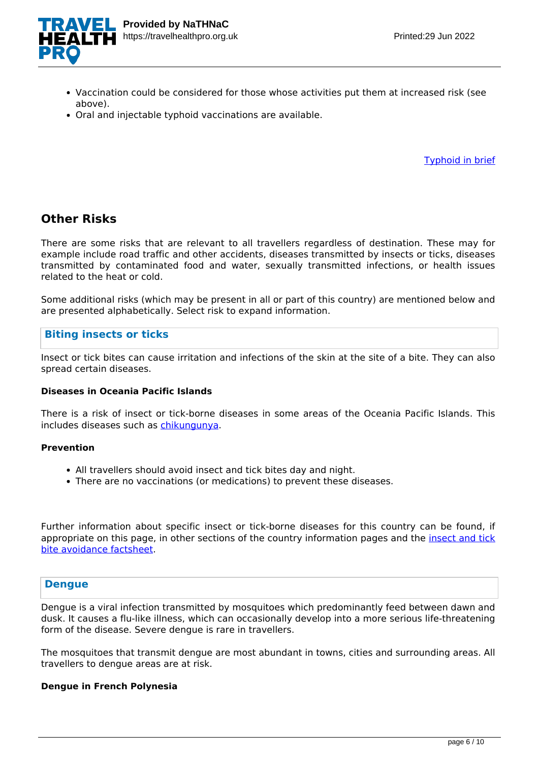- Vaccination could be considered for those whose activities put them at increased risk (see above).
- Oral and injectable typhoid vaccinations are available.

[Typhoid in brief]

## Other Risks

There are some risks that are relevant to all travellers regardless of destination. These may for example include road traffic and other accidents, diseases transmitted by insects or ticks, diseases transmitted by contaminated food and water, sexually transmitted infections, or health issues related to the heat or cold.

Some additional risks (which may be present in all or part of this country) are mentioned below and are presented alphabetically. Select risk to expand information.

### Biting insects or ticks

Insect or tick bites can cause irritation and infections of the skin at the site of a bite. They can also spread certain diseases.

**Diseases in Oceania Pacific Islands**

There is a risk of insect or tick-borne diseases in some areas of the Oceania Pacific Islands. This includes diseases such as chikungunya.

**Prevention**

- All travellers should avoid insect and tick bites day and night.
- There are no vaccinations (or medications) to prevent these diseases.

Further information about specific insect or tick-borne diseases for this country can be found, if appropriate on this page, in other sections of the country information pages and the insect and tick bite avoidance factsheet.

### Dengue

Dengue is a viral infection transmitted by mosquitoes which predominantly feed between dawn and dusk. It causes a flu-like illness, which can occasionally develop into a more serious life-threatening form of the disease. Severe dengue is rare in travellers.

The mosquitoes that transmit dengue are most abundant in towns, cities and surrounding areas. All travellers to dengue areas are at risk.

**Dengue in French Polynesia**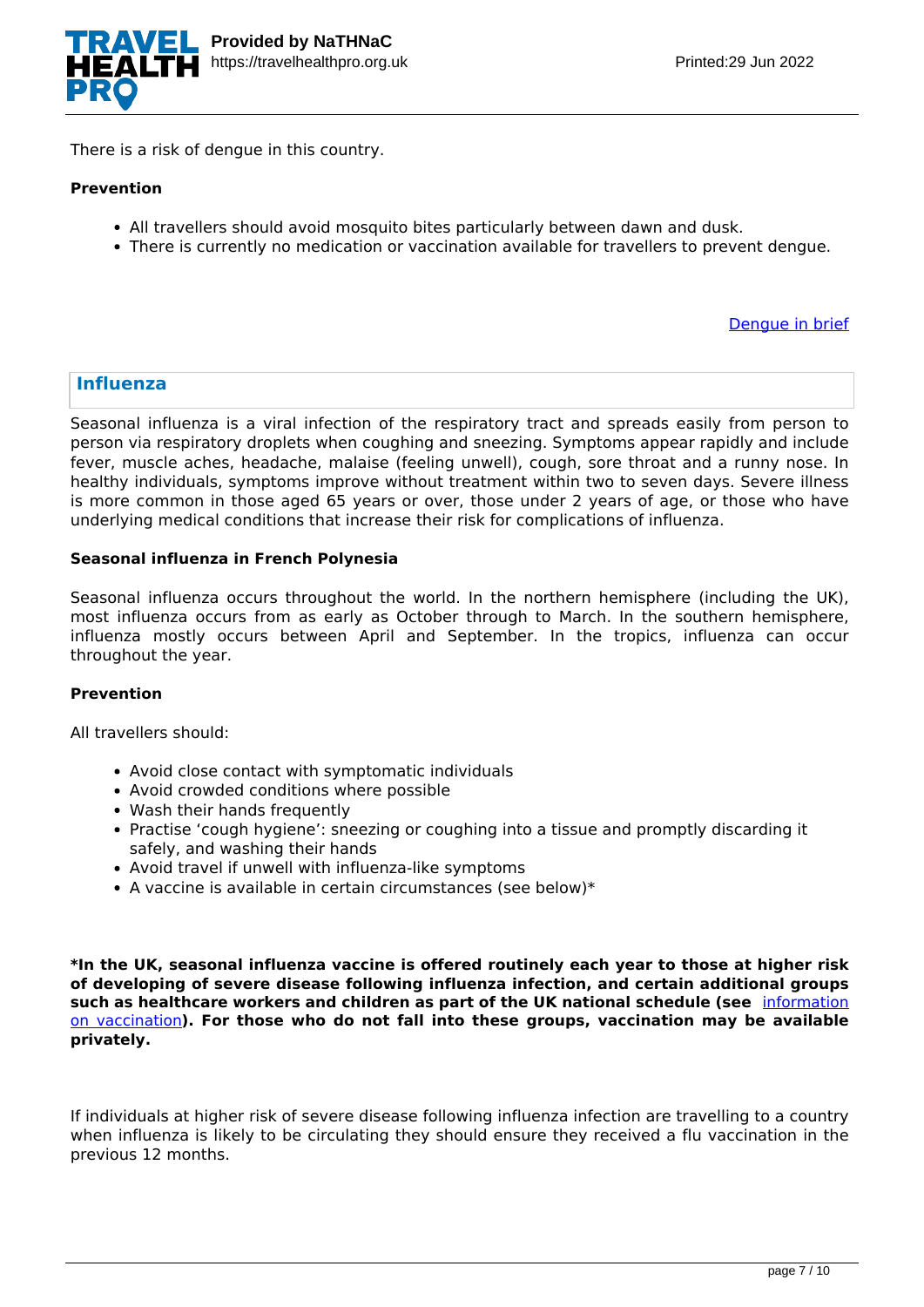There is a risk of dengue in this country.

**Prevention**

- All travellers should avoid mosquito bites particularly between dawn and dusk.
- There is currently no medication or vaccination available for travellers to prevent dengue.

[Dengue in brief]

## Influenza

Seasonal influenza is a viral infection of the respiratory tract and spreads easily from person to person via respiratory droplets when coughing and sneezing. Symptoms appear rapidly and include fever, muscle aches, headache, malaise (feeling unwell), cough, sore throat and a runny nose. In healthy individuals, symptoms improve without treatment within two to seven days. Severe illness is more common in those aged 65 years or over, those under 2 years of age, or those who have underlying medical conditions that increase their risk for complications of influenza.

**Seasonal influenza in French Polynesia**

Seasonal influenza occurs throughout the world. In the northern hemisphere (including the UK), most influenza occurs from as early as October through to March. In the southern hemisphere, influenza mostly occurs between April and September. In the tropics, influenza can occur throughout the year.

**Prevention**

All travellers should:

- Avoid close contact with symptomatic individuals
- Avoid crowded conditions where possible
- Wash their hands frequently
- Practise 'cough hygiene': sneezing or coughing into a tissue and promptly discarding it safely, and washing their hands
- Avoid travel if unwell with influenza-like symptoms
- A vaccine is available in certain circumstances (see below)*

***In the UK, seasonal influenza vaccine is offered routinely each year to those at higher risk of developing of severe disease following influenza infection, and certain additional groups such as healthcare workers and children as part of the UK national schedule (see** [information on vaccination]**). For those who do not fall into these groups, vaccination may be available privately.**

If individuals at higher risk of severe disease following influenza infection are travelling to a country when influenza is likely to be circulating they should ensure they received a flu vaccination in the previous 12 months.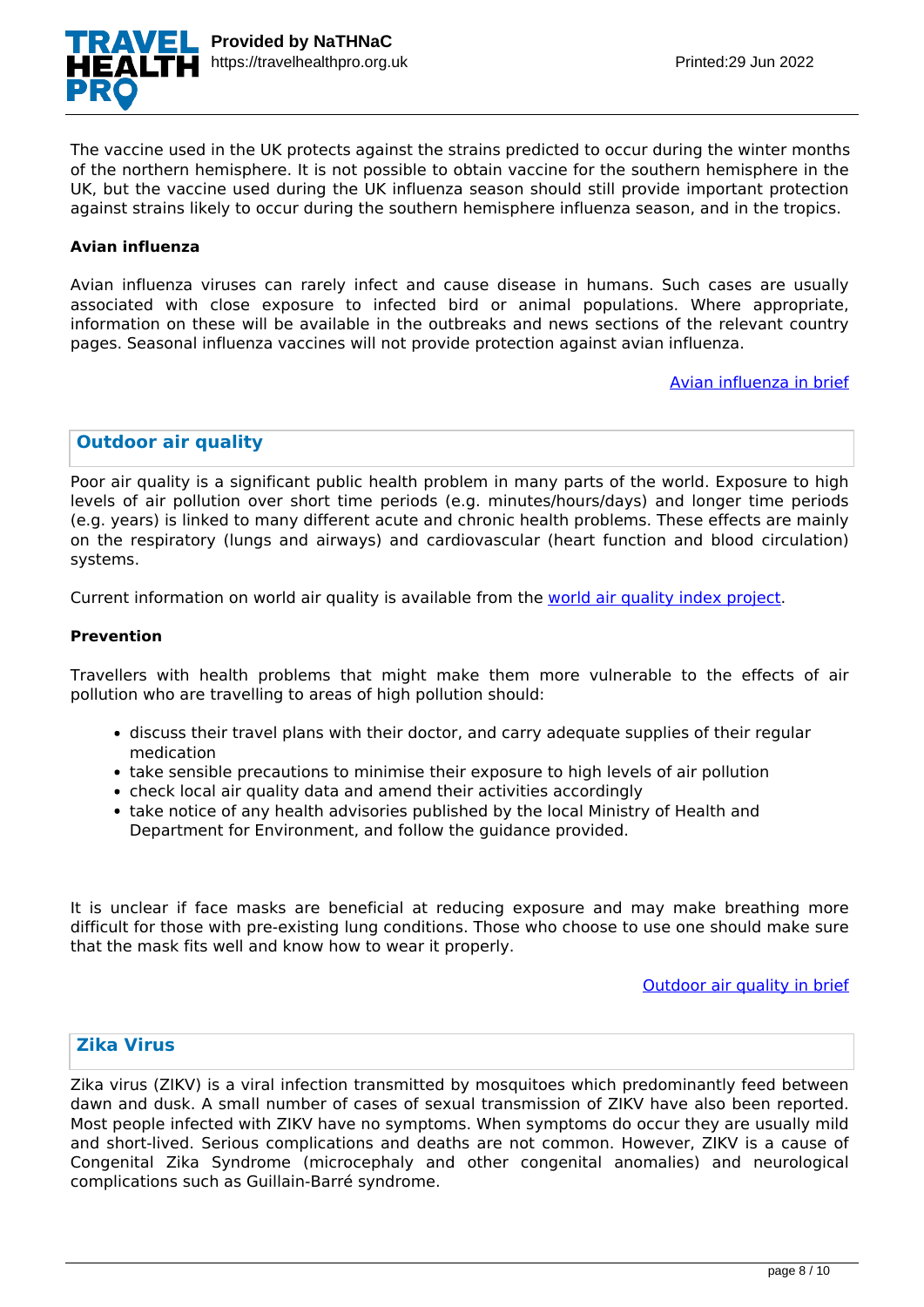The vaccine used in the UK protects against the strains predicted to occur during the winter months of the northern hemisphere. It is not possible to obtain vaccine for the southern hemisphere in the UK, but the vaccine used during the UK influenza season should still provide important protection against strains likely to occur during the southern hemisphere influenza season, and in the tropics.

**Avian influenza**

Avian influenza viruses can rarely infect and cause disease in humans. Such cases are usually associated with close exposure to infected bird or animal populations. Where appropriate, information on these will be available in the outbreaks and news sections of the relevant country pages. Seasonal influenza vaccines will not provide protection against avian influenza.

[Avian influenza in brief]

## Outdoor air quality

Poor air quality is a significant public health problem in many parts of the world. Exposure to high levels of air pollution over short time periods (e.g. minutes/hours/days) and longer time periods (e.g. years) is linked to many different acute and chronic health problems. These effects are mainly on the respiratory (lungs and airways) and cardiovascular (heart function and blood circulation) systems.

Current information on world air quality is available from the [world air quality index project].

**Prevention**

Travellers with health problems that might make them more vulnerable to the effects of air pollution who are travelling to areas of high pollution should:

- discuss their travel plans with their doctor, and carry adequate supplies of their regular medication
- take sensible precautions to minimise their exposure to high levels of air pollution
- check local air quality data and amend their activities accordingly
- take notice of any health advisories published by the local Ministry of Health and Department for Environment, and follow the guidance provided.

It is unclear if face masks are beneficial at reducing exposure and may make breathing more difficult for those with pre-existing lung conditions. Those who choose to use one should make sure that the mask fits well and know how to wear it properly.

[Outdoor air quality in brief]

## Zika Virus

Zika virus (ZIKV) is a viral infection transmitted by mosquitoes which predominantly feed between dawn and dusk. A small number of cases of sexual transmission of ZIKV have also been reported. Most people infected with ZIKV have no symptoms. When symptoms do occur they are usually mild and short-lived. Serious complications and deaths are not common. However, ZIKV is a cause of Congenital Zika Syndrome (microcephaly and other congenital anomalies) and neurological complications such as Guillain-Barré syndrome.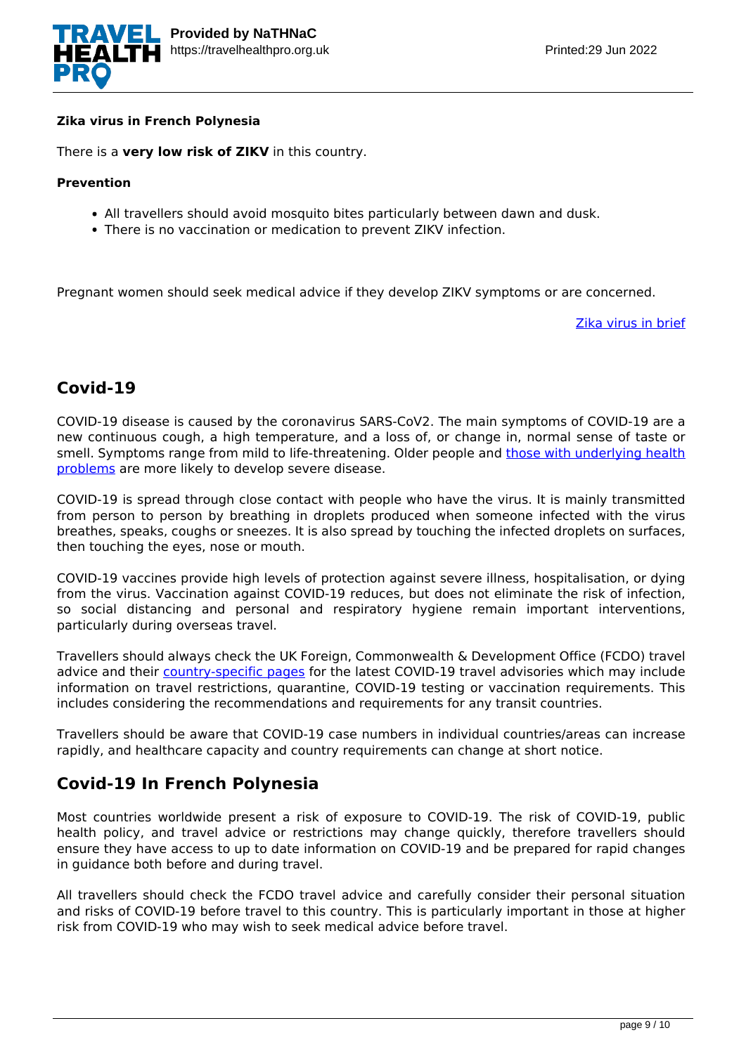**Zika virus in French Polynesia**

There is a **very low risk of ZIKV** in this country.

**Prevention**

- All travellers should avoid mosquito bites particularly between dawn and dusk.
- There is no vaccination or medication to prevent ZIKV infection.

Pregnant women should seek medical advice if they develop ZIKV symptoms or are concerned.

Zika virus in brief

## Covid-19

COVID-19 disease is caused by the coronavirus SARS-CoV2. The main symptoms of COVID-19 are a new continuous cough, a high temperature, and a loss of, or change in, normal sense of taste or smell. Symptoms range from mild to life-threatening. Older people and those with underlying health problems are more likely to develop severe disease.

COVID-19 is spread through close contact with people who have the virus. It is mainly transmitted from person to person by breathing in droplets produced when someone infected with the virus breathes, speaks, coughs or sneezes. It is also spread by touching the infected droplets on surfaces, then touching the eyes, nose or mouth.

COVID-19 vaccines provide high levels of protection against severe illness, hospitalisation, or dying from the virus. Vaccination against COVID-19 reduces, but does not eliminate the risk of infection, so social distancing and personal and respiratory hygiene remain important interventions, particularly during overseas travel.

Travellers should always check the UK Foreign, Commonwealth & Development Office (FCDO) travel advice and their country-specific pages for the latest COVID-19 travel advisories which may include information on travel restrictions, quarantine, COVID-19 testing or vaccination requirements. This includes considering the recommendations and requirements for any transit countries.

Travellers should be aware that COVID-19 case numbers in individual countries/areas can increase rapidly, and healthcare capacity and country requirements can change at short notice.

## Covid-19 In French Polynesia

Most countries worldwide present a risk of exposure to COVID-19. The risk of COVID-19, public health policy, and travel advice or restrictions may change quickly, therefore travellers should ensure they have access to up to date information on COVID-19 and be prepared for rapid changes in guidance both before and during travel.

All travellers should check the FCDO travel advice and carefully consider their personal situation and risks of COVID-19 before travel to this country. This is particularly important in those at higher risk from COVID-19 who may wish to seek medical advice before travel.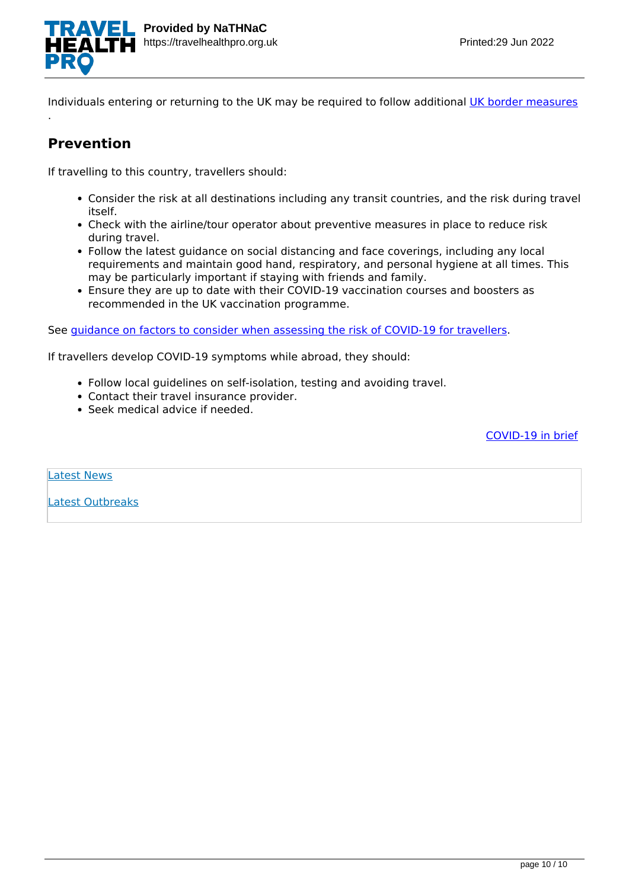Individuals entering or returning to the UK may be required to follow additional UK border measures
.

## Prevention

If travelling to this country, travellers should:

- Consider the risk at all destinations including any transit countries, and the risk during travel itself.
- Check with the airline/tour operator about preventive measures in place to reduce risk during travel.
- Follow the latest guidance on social distancing and face coverings, including any local requirements and maintain good hand, respiratory, and personal hygiene at all times. This may be particularly important if staying with friends and family.
- Ensure they are up to date with their COVID-19 vaccination courses and boosters as recommended in the UK vaccination programme.

See guidance on factors to consider when assessing the risk of COVID-19 for travellers.

If travellers develop COVID-19 symptoms while abroad, they should:

- Follow local guidelines on self-isolation, testing and avoiding travel.
- Contact their travel insurance provider.
- Seek medical advice if needed.

COVID-19 in brief

Latest News

Latest Outbreaks